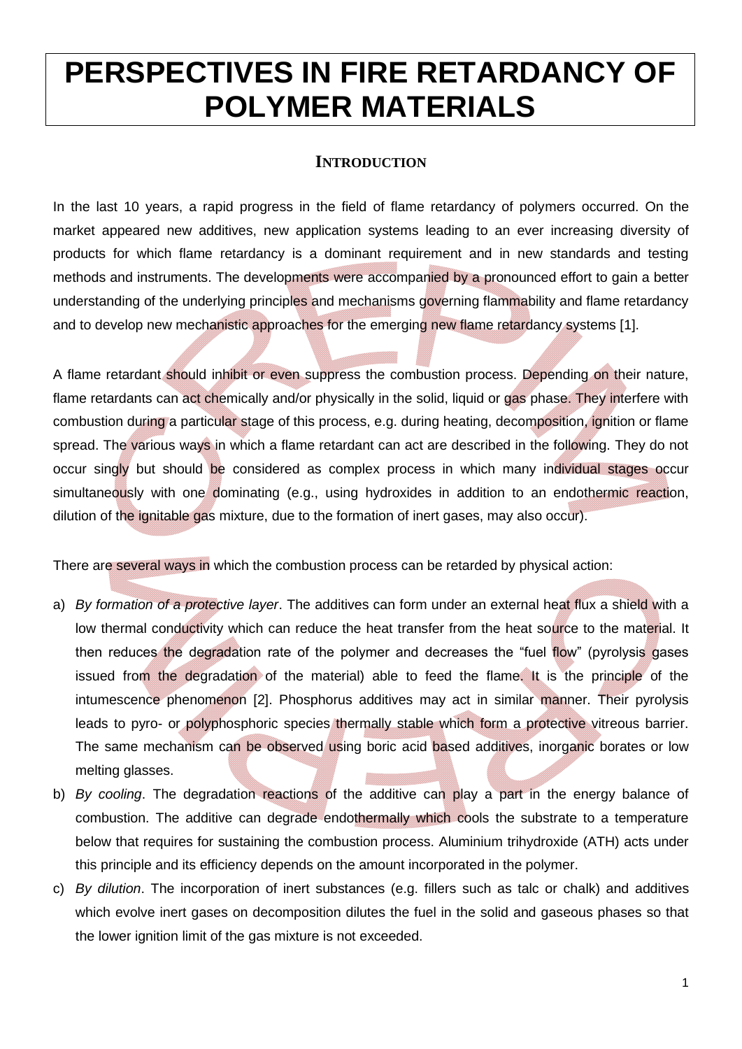# PERSPECTIVES IN FIRE RETARDANCY OF POLYMER MATERIALS

## INTRODUCTION

In the last 10 years, a rapid progress in the field of flame retardancy of polymers occurred. On the market appeared new additives, new application systems leading to an ever increasing diversity of products for which flame retardancy is a dominant requirement and in new standards and testing methods and instruments. The developments were accompanied by a pronounced effort to gain a better understanding of the underlying principles and mechanisms governing flammability and flame retardancy and to develop new mechanistic approaches for the emerging new flame retardancy systems [1].

A flame retardant should inhibit or even suppress the combustion process. Depending on their nature, flame retardants can act chemically and/or physically in the solid, liquid or gas phase. They interfere with combustion during a particular stage of this process, e.g. during heating, decomposition, ignition or flame spread. The various ways in which a flame retardant can act are described in the following. They do not occur singly but should be considered as complex process in which many individual stages occur simultaneously with one dominating (e.g., using hydroxides in addition to an endothermic reaction, dilution of the ignitable gas mixture, due to the formation of inert gases, may also occur).

There are several ways in which the combustion process can be retarded by physical action:

a) *By formation of a protective layer*. The additives can form under an external heat flux a shield with a low thermal conductivity which can reduce the heat transfer from the heat source to the material. It then reduces the degradation rate of the polymer and decreases the "fuel flow" (pyrolysis gases issued from the degradation of the material) able to feed the flame. It is the principle of the intumescence phenomenon [2]. Phosphorus additives may act in similar manner. Their pyrolysis leads to pyro- or polyphosphoric species thermally stable which form a protective vitreous barrier. The same mechanism can be observed using boric acid based additives, inorganic borates or low melting glasses.

b) *By cooling*. The degradation reactions of the additive can play a part in the energy balance of combustion. The additive can degrade endothermally which cools the substrate to a temperature below that requires for sustaining the combustion process. Aluminium trihydroxide (ATH) acts under this principle and its efficiency depends on the amount incorporated in the polymer.

c) *By dilution*. The incorporation of inert substances (e.g. fillers such as talc or chalk) and additives which evolve inert gases on decomposition dilutes the fuel in the solid and gaseous phases so that the lower ignition limit of the gas mixture is not exceeded.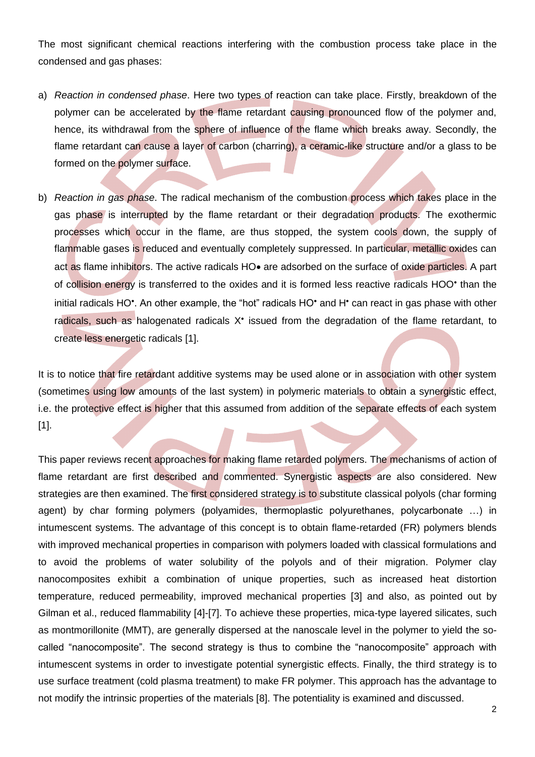The most significant chemical reactions interfering with the combustion process take place in the condensed and gas phases:

a) *Reaction in condensed phase*. Here two types of reaction can take place. Firstly, breakdown of the polymer can be accelerated by the flame retardant causing pronounced flow of the polymer and, hence, its withdrawal from the sphere of influence of the flame which breaks away. Secondly, the flame retardant can cause a layer of carbon (charring), a ceramic-like structure and/or a glass to be formed on the polymer surface.

b) *Reaction in gas phase*. The radical mechanism of the combustion process which takes place in the gas phase is interrupted by the flame retardant or their degradation products. The exothermic processes which occur in the flame, are thus stopped, the system cools down, the supply of flammable gases is reduced and eventually completely suppressed. In particular, metallic oxides can act as flame inhibitors. The active radicals HO• are adsorbed on the surface of oxide particles. A part of collision energy is transferred to the oxides and it is formed less reactive radicals $HOO^{\bullet}$ than the initial radicals $HO^{\bullet}$. An other example, the "hot" radicals $HO^{\bullet}$ and $H^{\bullet}$ can react in gas phase with other radicals, such as halogenated radicals $X^{\bullet}$ issued from the degradation of the flame retardant, to create less energetic radicals [1].

It is to notice that fire retardant additive systems may be used alone or in association with other system (sometimes using low amounts of the last system) in polymeric materials to obtain a synergistic effect, i.e. the protective effect is higher that this assumed from addition of the separate effects of each system [1].

This paper reviews recent approaches for making flame retarded polymers. The mechanisms of action of flame retardant are first described and commented. Synergistic aspects are also considered. New strategies are then examined. The first considered strategy is to substitute classical polyols (char forming agent) by char forming polymers (polyamides, thermoplastic polyurethanes, polycarbonate …) in intumescent systems. The advantage of this concept is to obtain flame-retarded (FR) polymers blends with improved mechanical properties in comparison with polymers loaded with classical formulations and to avoid the problems of water solubility of the polyols and of their migration. Polymer clay nanocomposites exhibit a combination of unique properties, such as increased heat distortion temperature, reduced permeability, improved mechanical properties [3] and also, as pointed out by Gilman et al., reduced flammability [4]-[7]. To achieve these properties, mica-type layered silicates, such as montmorillonite (MMT), are generally dispersed at the nanoscale level in the polymer to yield the so-called "nanocomposite". The second strategy is thus to combine the "nanocomposite" approach with intumescent systems in order to investigate potential synergistic effects. Finally, the third strategy is to use surface treatment (cold plasma treatment) to make FR polymer. This approach has the advantage to not modify the intrinsic properties of the materials [8]. The potentiality is examined and discussed.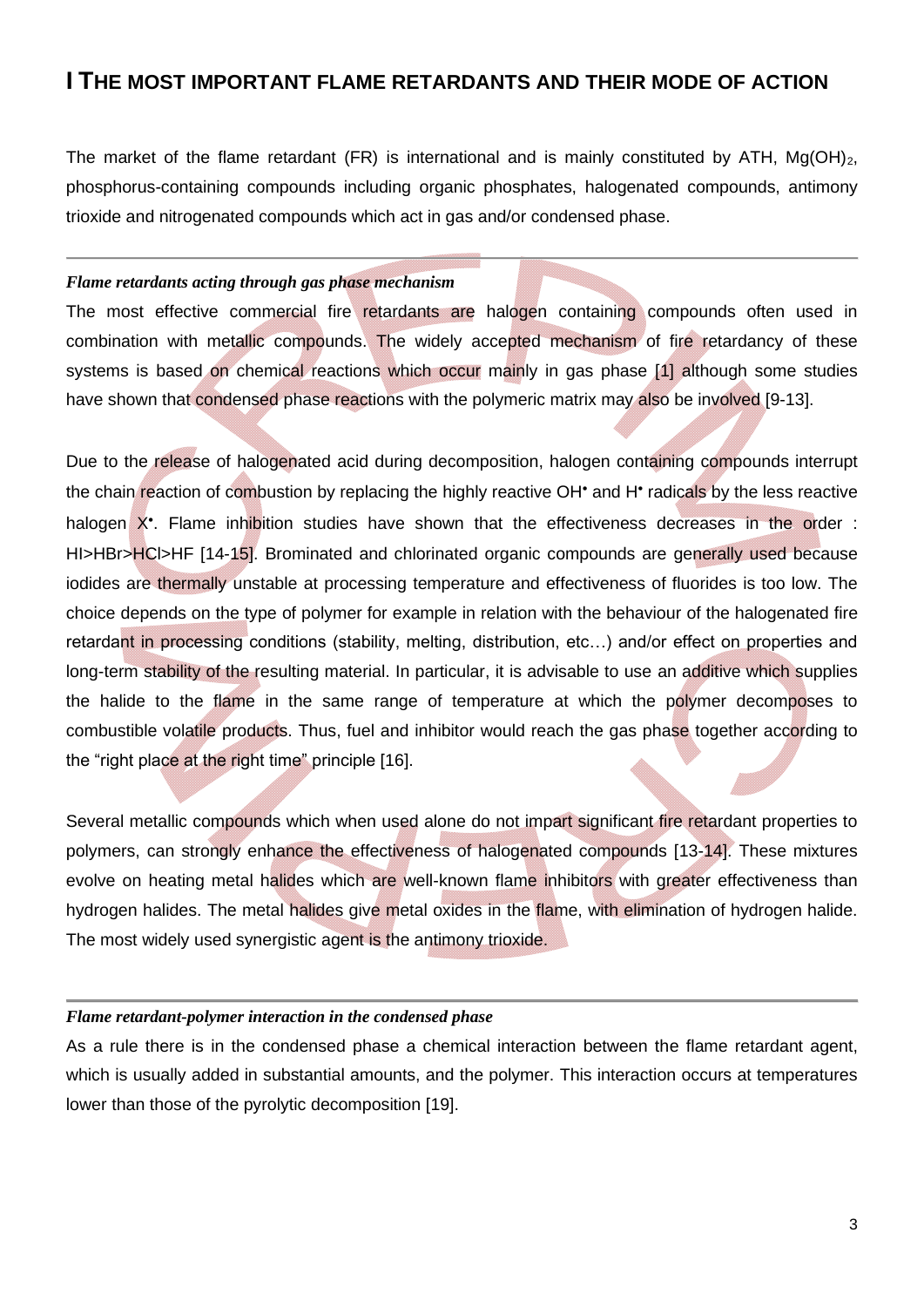# I THE MOST IMPORTANT FLAME RETARDANTS AND THEIR MODE OF ACTION

The market of the flame retardant (FR) is international and is mainly constituted by ATH, $Mg(OH)_2$, phosphorus-containing compounds including organic phosphates, halogenated compounds, antimony trioxide and nitrogenated compounds which act in gas and/or condensed phase.

---

***Flame retardants acting through gas phase mechanism***

The most effective commercial fire retardants are halogen containing compounds often used in combination with metallic compounds. The widely accepted mechanism of fire retardancy of these systems is based on chemical reactions which occur mainly in gas phase [1] although some studies have shown that condensed phase reactions with the polymeric matrix may also be involved [9-13].

Due to the release of halogenated acid during decomposition, halogen containing compounds interrupt the chain reaction of combustion by replacing the highly reactive $OH^{\bullet}$ and $H^{\bullet}$ radicals by the less reactive halogen $X^{\bullet}$. Flame inhibition studies have shown that the effectiveness decreases in the order : HI>HBr>HCl>HF [14-15]. Brominated and chlorinated organic compounds are generally used because iodides are thermally unstable at processing temperature and effectiveness of fluorides is too low. The choice depends on the type of polymer for example in relation with the behaviour of the halogenated fire retardant in processing conditions (stability, melting, distribution, etc…) and/or effect on properties and long-term stability of the resulting material. In particular, it is advisable to use an additive which supplies the halide to the flame in the same range of temperature at which the polymer decomposes to combustible volatile products. Thus, fuel and inhibitor would reach the gas phase together according to the "right place at the right time" principle [16].

Several metallic compounds which when used alone do not impart significant fire retardant properties to polymers, can strongly enhance the effectiveness of halogenated compounds [13-14]. These mixtures evolve on heating metal halides which are well-known flame inhibitors with greater effectiveness than hydrogen halides. The metal halides give metal oxides in the flame, with elimination of hydrogen halide. The most widely used synergistic agent is the antimony trioxide.

---

***Flame retardant-polymer interaction in the condensed phase***

As a rule there is in the condensed phase a chemical interaction between the flame retardant agent, which is usually added in substantial amounts, and the polymer. This interaction occurs at temperatures lower than those of the pyrolytic decomposition [19].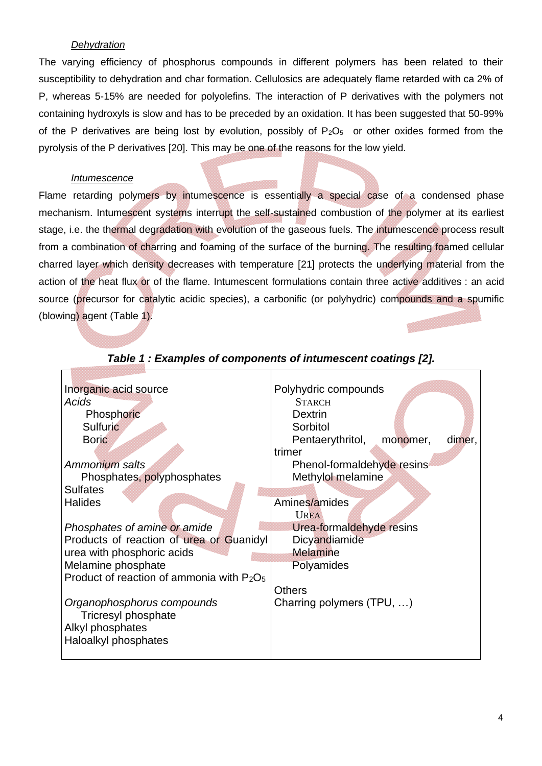*Dehydration*

The varying efficiency of phosphorus compounds in different polymers has been related to their susceptibility to dehydration and char formation. Cellulosics are adequately flame retarded with ca 2% of P, whereas 5-15% are needed for polyolefins. The interaction of P derivatives with the polymers not containing hydroxyls is slow and has to be preceded by an oxidation. It has been suggested that 50-99% of the P derivatives are being lost by evolution, possibly of $P_2O_5$ or other oxides formed from the pyrolysis of the P derivatives [20]. This may be one of the reasons for the low yield.

*Intumescence*

Flame retarding polymers by intumescence is essentially a special case of a condensed phase mechanism. Intumescent systems interrupt the self-sustained combustion of the polymer at its earliest stage, i.e. the thermal degradation with evolution of the gaseous fuels. The intumescence process result from a combination of charring and foaming of the surface of the burning. The resulting foamed cellular charred layer which density decreases with temperature [21] protects the underlying material from the action of the heat flux or of the flame. Intumescent formulations contain three active additives : an acid source (precursor for catalytic acidic species), a carbonific (or polyhydric) compounds and a spumific (blowing) agent (Table 1).

***Table 1 : Examples of components of intumescent coatings [2].***

| Inorganic acid source | Polyhydric compounds |
|---|---|
| *Acids* | STARCH |
| Phosphoric | Dextrin |
| Sulfuric | Sorbitol |
| Boric | Pentaerythritol, monomer, dimer, trimer |
| *Ammonium salts* | Phenol-formaldehyde resins |
| Phosphates, polyphosphates | Methylol melamine |
| Sulfates | |
| Halides | Amines/amides |
| | UREA |
| *Phosphates of amine or amide* | Urea-formaldehyde resins |
| Products of reaction of urea or Guanidyl urea with phosphoric acids | Dicyandiamide |
| Melamine phosphate | Melamine |
| Product of reaction of ammonia with $P_2O_5$ | Polyamides |
| | Others |
| *Organophosphorus compounds* | Charring polymers (TPU, …) |
| Tricresyl phosphate | |
| Alkyl phosphates | |
| Haloalkyl phosphates | |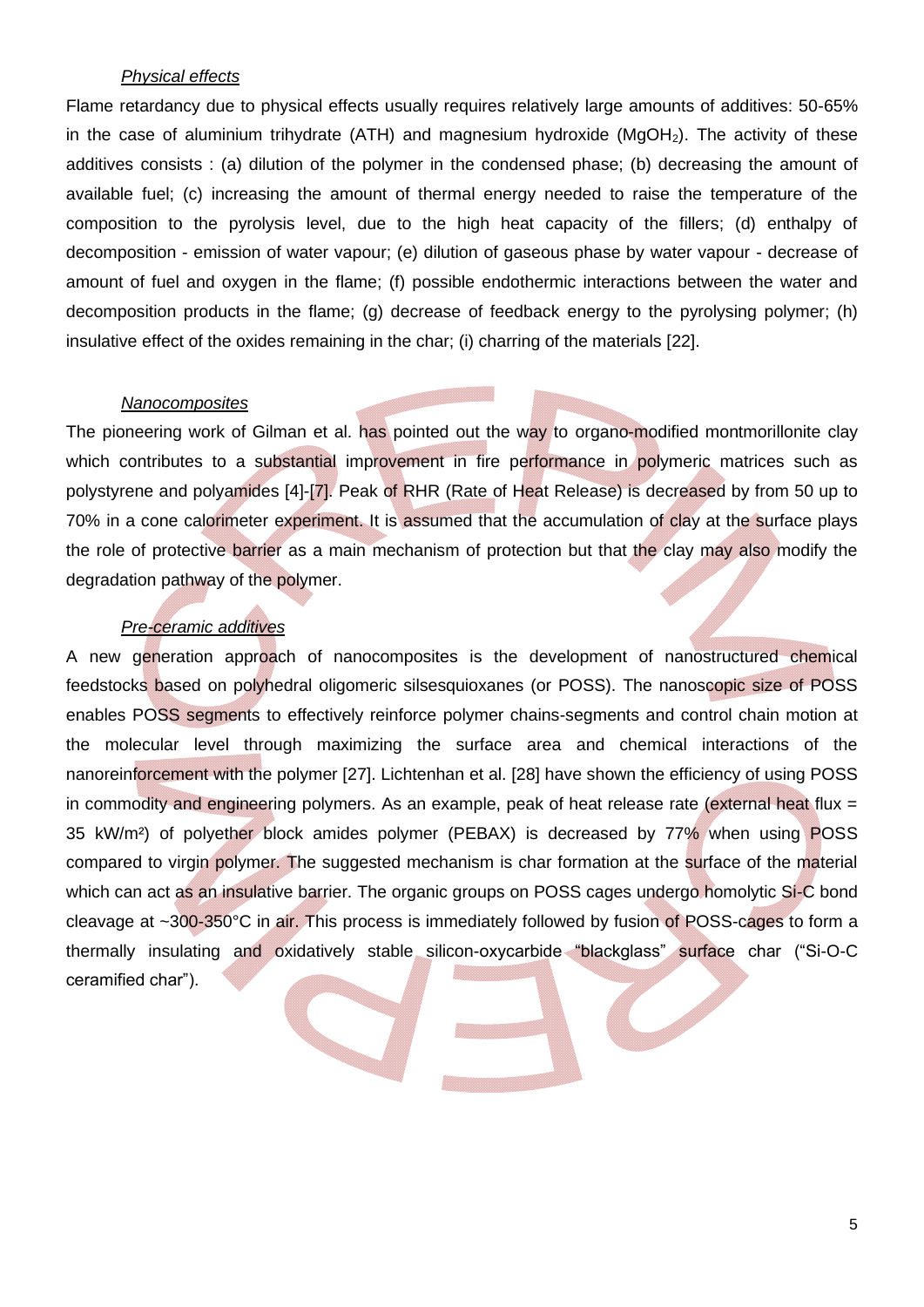*Physical effects*

Flame retardancy due to physical effects usually requires relatively large amounts of additives: 50-65% in the case of aluminium trihydrate (ATH) and magnesium hydroxide ($MgOH_2$). The activity of these additives consists : (a) dilution of the polymer in the condensed phase; (b) decreasing the amount of available fuel; (c) increasing the amount of thermal energy needed to raise the temperature of the composition to the pyrolysis level, due to the high heat capacity of the fillers; (d) enthalpy of decomposition - emission of water vapour; (e) dilution of gaseous phase by water vapour - decrease of amount of fuel and oxygen in the flame; (f) possible endothermic interactions between the water and decomposition products in the flame; (g) decrease of feedback energy to the pyrolysing polymer; (h) insulative effect of the oxides remaining in the char; (i) charring of the materials [22].

*Nanocomposites*

The pioneering work of Gilman et al. has pointed out the way to organo-modified montmorillonite clay which contributes to a substantial improvement in fire performance in polymeric matrices such as polystyrene and polyamides [4]-[7]. Peak of RHR (Rate of Heat Release) is decreased by from 50 up to 70% in a cone calorimeter experiment. It is assumed that the accumulation of clay at the surface plays the role of protective barrier as a main mechanism of protection but that the clay may also modify the degradation pathway of the polymer.

*Pre-ceramic additives*

A new generation approach of nanocomposites is the development of nanostructured chemical feedstocks based on polyhedral oligomeric silsesquioxanes (or POSS). The nanoscopic size of POSS enables POSS segments to effectively reinforce polymer chains-segments and control chain motion at the molecular level through maximizing the surface area and chemical interactions of the nanoreinforcement with the polymer [27]. Lichtenhan et al. [28] have shown the efficiency of using POSS in commodity and engineering polymers. As an example, peak of heat release rate (external heat flux = 35 kW/m²) of polyether block amides polymer (PEBAX) is decreased by 77% when using POSS compared to virgin polymer. The suggested mechanism is char formation at the surface of the material which can act as an insulative barrier. The organic groups on POSS cages undergo homolytic Si-C bond cleavage at ~300-350°C in air. This process is immediately followed by fusion of POSS-cages to form a thermally insulating and oxidatively stable silicon-oxycarbide "blackglass" surface char ("Si-O-C ceramified char").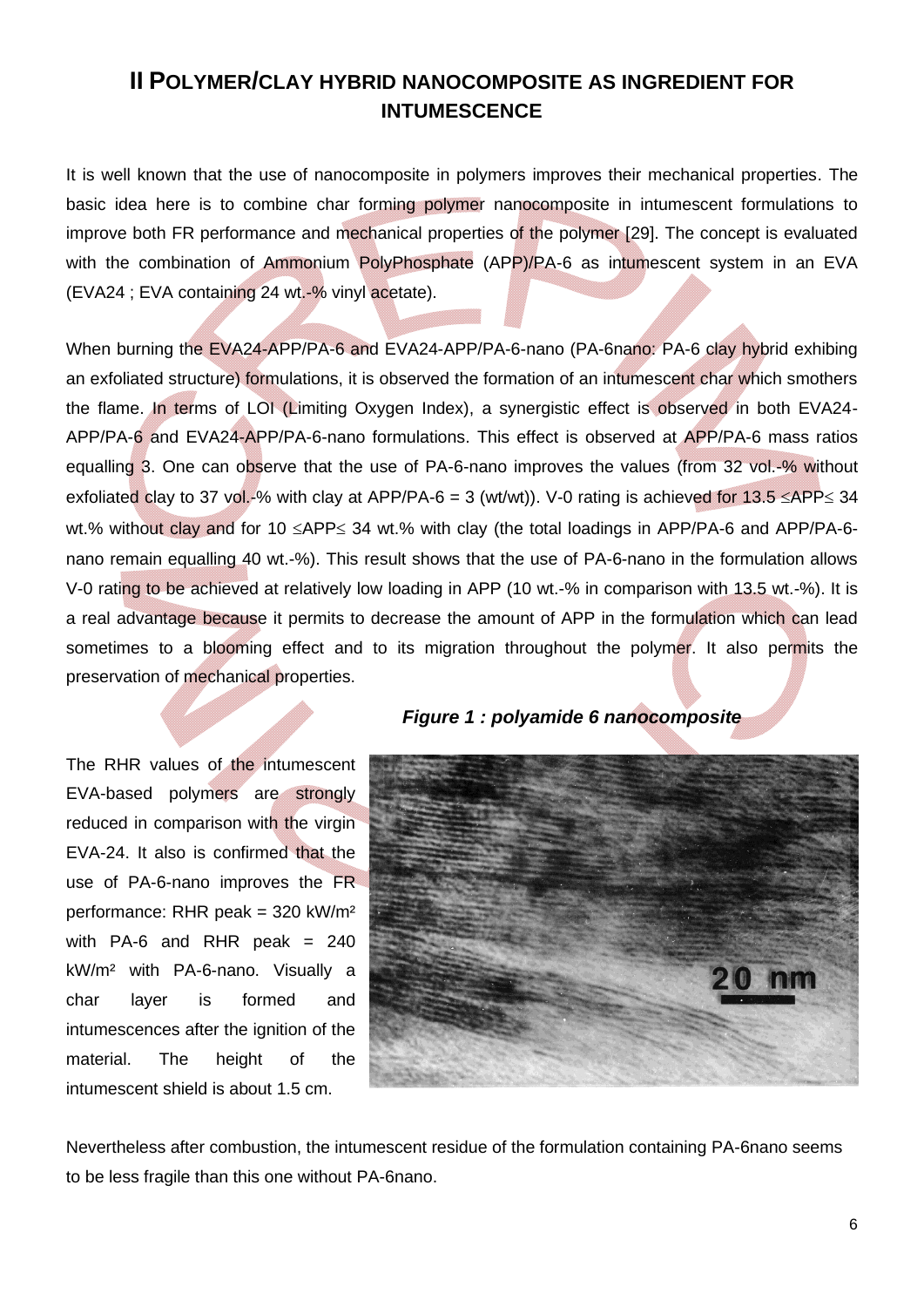## II POLYMER/CLAY HYBRID NANOCOMPOSITE AS INGREDIENT FOR INTUMESCENCE

It is well known that the use of nanocomposite in polymers improves their mechanical properties. The basic idea here is to combine char forming polymer nanocomposite in intumescent formulations to improve both FR performance and mechanical properties of the polymer [29]. The concept is evaluated with the combination of Ammonium PolyPhosphate (APP)/PA-6 as intumescent system in an EVA (EVA24 ; EVA containing 24 wt.-% vinyl acetate).

When burning the EVA24-APP/PA-6 and EVA24-APP/PA-6-nano (PA-6nano: PA-6 clay hybrid exhibiting an exfoliated structure) formulations, it is observed the formation of an intumescent char which smothers the flame. In terms of LOI (Limiting Oxygen Index), a synergistic effect is observed in both EVA24-APP/PA-6 and EVA24-APP/PA-6-nano formulations. This effect is observed at APP/PA-6 mass ratios equalling 3. One can observe that the use of PA-6-nano improves the values (from 32 vol.-% without exfoliated clay to 37 vol.-% with clay at APP/PA-6 = 3 (wt/wt)). V-0 rating is achieved for $13.5 \leq APP \leq 34$ wt.% without clay and for $10 \leq APP \leq 34$ wt.% with clay (the total loadings in APP/PA-6 and APP/PA-6-nano remain equalling 40 wt.-%). This result shows that the use of PA-6-nano in the formulation allows V-0 rating to be achieved at relatively low loading in APP (10 wt.-% in comparison with 13.5 wt.-%). It is a real advantage because it permits to decrease the amount of APP in the formulation which can lead sometimes to a blooming effect and to its migration throughout the polymer. It also permits the preservation of mechanical properties.

The RHR values of the intumescent EVA-based polymers are strongly reduced in comparison with the virgin EVA-24. It also is confirmed that the use of PA-6-nano improves the FR performance: RHR peak = 320 kW/m² with PA-6 and RHR peak = 240 kW/m² with PA-6-nano. Visually a char layer is formed and intumescences after the ignition of the material. The height of the intumescent shield is about 1.5 cm.

***Figure 1 : polyamide 6 nanocomposite***

Nevertheless after combustion, the intumescent residue of the formulation containing PA-6nano seems to be less fragile than this one without PA-6nano.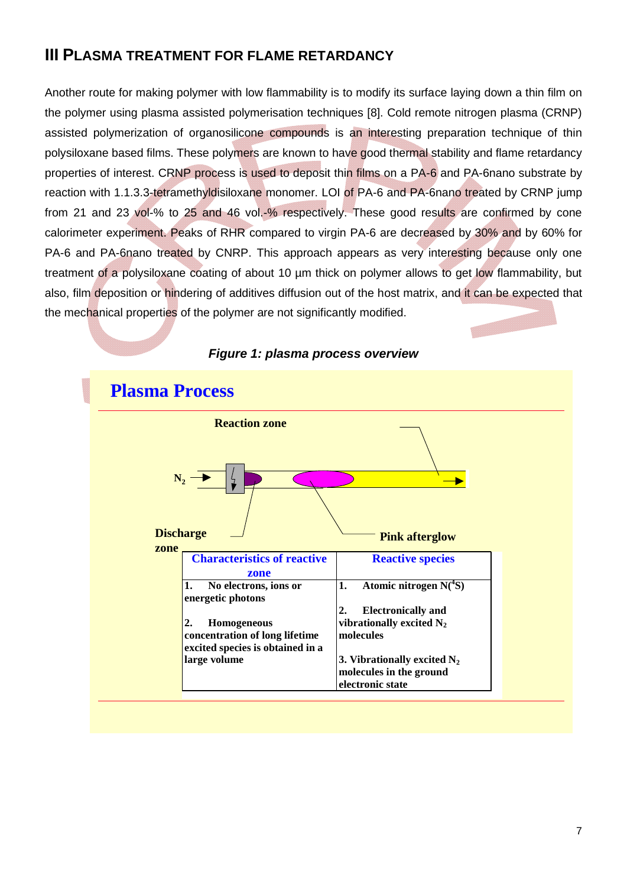## III PLASMA TREATMENT FOR FLAME RETARDANCY

Another route for making polymer with low flammability is to modify its surface laying down a thin film on the polymer using plasma assisted polymerisation techniques [8]. Cold remote nitrogen plasma (CRNP) assisted polymerization of organosilicone compounds is an interesting preparation technique of thin polysiloxane based films. These polymers are known to have good thermal stability and flame retardancy properties of interest. CRNP process is used to deposit thin films on a PA-6 and PA-6nano substrate by reaction with 1.1.3.3-tetramethyldisiloxane monomer. LOI of PA-6 and PA-6nano treated by CRNP jump from 21 and 23 vol-% to 25 and 46 vol.-% respectively. These good results are confirmed by cone calorimeter experiment. Peaks of RHR compared to virgin PA-6 are decreased by 30% and by 60% for PA-6 and PA-6nano treated by CNRP. This approach appears as very interesting because only one treatment of a polysiloxane coating of about 10 µm thick on polymer allows to get low flammability, but also, film deposition or hindering of additives diffusion out of the host matrix, and it can be expected that the mechanical properties of the polymer are not significantly modified.

***Figure 1: plasma process overview***

**Plasma Process**

Reaction zone

$N_2$

Discharge zone

Pink afterglow

| Characteristics of reactive zone | Reactive species |
| --- | --- |
| 1. No electrons, ions or energetic photons<br><br>2. Homogeneous concentration of long lifetime excited species is obtained in a large volume | 1. Atomic nitrogen $N(^4S)$<br><br>2. Electronically and vibrationally excited $N_2$ molecules<br><br>3. Vibrationally excited $N_2$ molecules in the ground electronic state |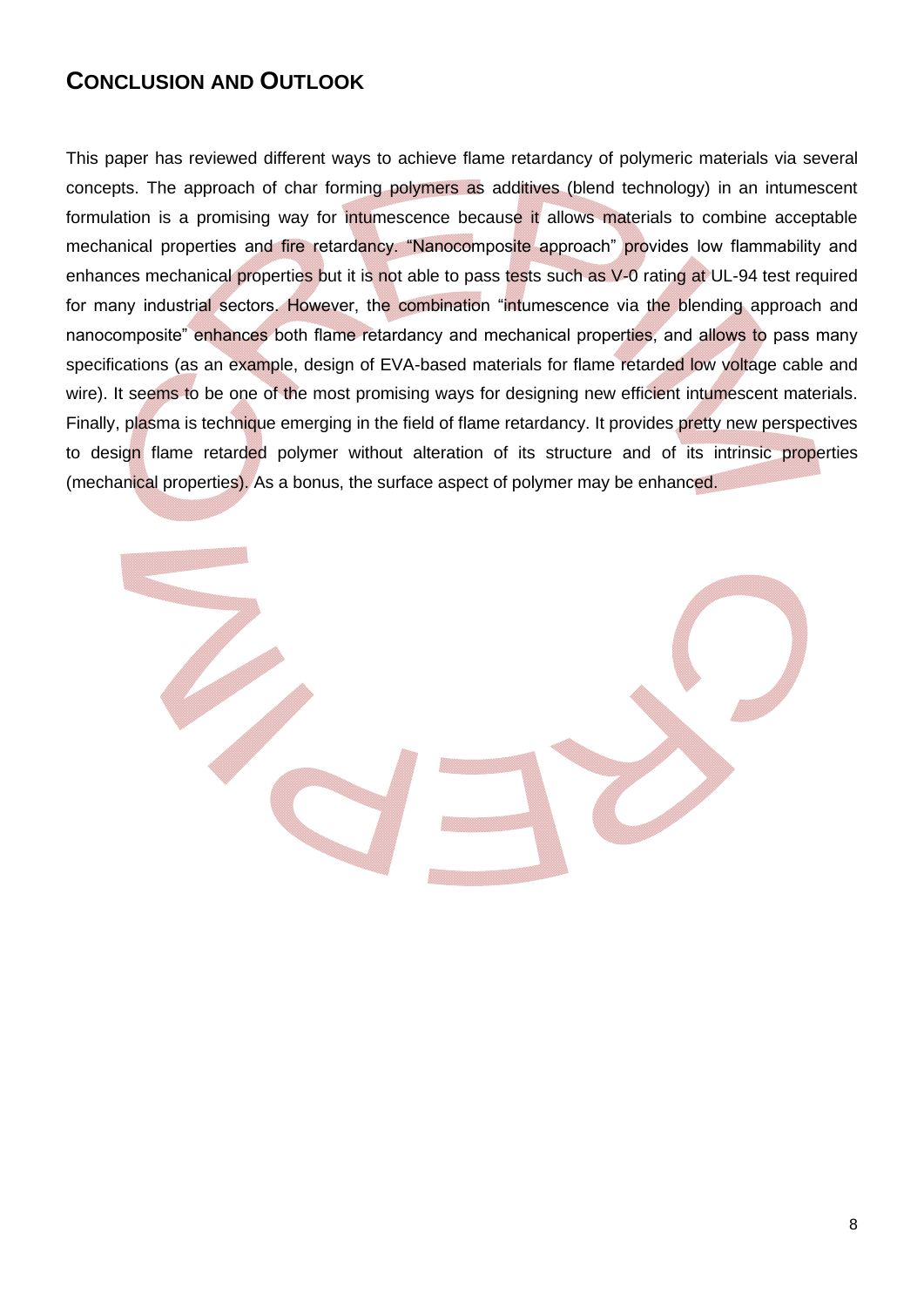## CONCLUSION AND OUTLOOK

This paper has reviewed different ways to achieve flame retardancy of polymeric materials via several concepts. The approach of char forming polymers as additives (blend technology) in an intumescent formulation is a promising way for intumescence because it allows materials to combine acceptable mechanical properties and fire retardancy. "Nanocomposite approach" provides low flammability and enhances mechanical properties but it is not able to pass tests such as V-0 rating at UL-94 test required for many industrial sectors. However, the combination "intumescence via the blending approach and nanocomposite" enhances both flame retardancy and mechanical properties, and allows to pass many specifications (as an example, design of EVA-based materials for flame retarded low voltage cable and wire). It seems to be one of the most promising ways for designing new efficient intumescent materials. Finally, plasma is technique emerging in the field of flame retardancy. It provides pretty new perspectives to design flame retarded polymer without alteration of its structure and of its intrinsic properties (mechanical properties). As a bonus, the surface aspect of polymer may be enhanced.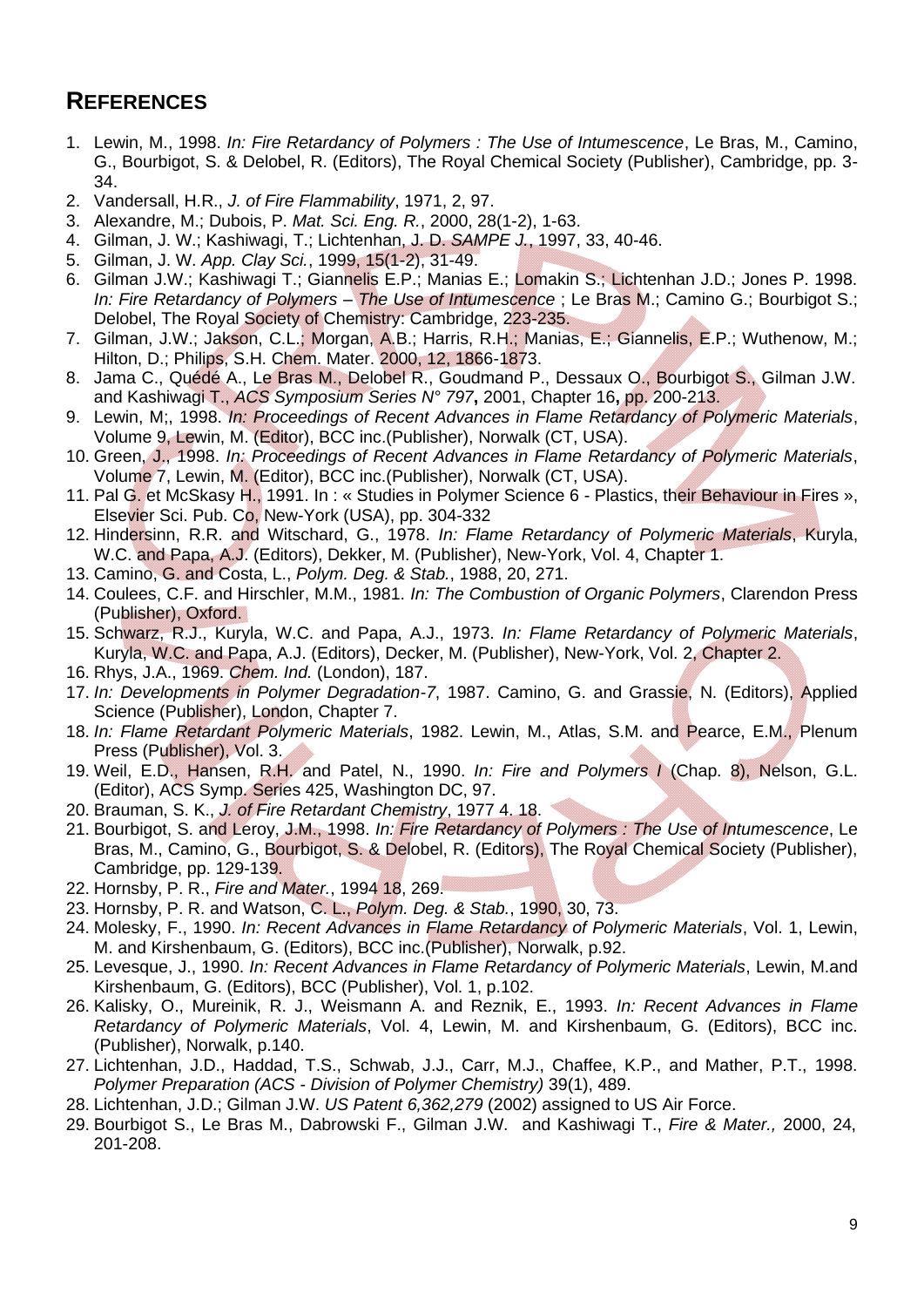# REFERENCES

1. Lewin, M., 1998. *In: Fire Retardancy of Polymers : The Use of Intumescence*, Le Bras, M., Camino, G., Bourbigot, S. & Delobel, R. (Editors), The Royal Chemical Society (Publisher), Cambridge, pp. 3-34.
2. Vandersall, H.R., *J. of Fire Flammability*, 1971, 2, 97.
3. Alexandre, M.; Dubois, P. *Mat. Sci. Eng. R.*, 2000, 28(1-2), 1-63.
4. Gilman, J. W.; Kashiwagi, T.; Lichtenhan, J. D. *SAMPE J.*, 1997, 33, 40-46.
5. Gilman, J. W. *App. Clay Sci.*, 1999, 15(1-2), 31-49.
6. Gilman J.W.; Kashiwagi T.; Giannelis E.P.; Manias E.; Lomakin S.; Lichtenhan J.D.; Jones P. 1998. *In: Fire Retardancy of Polymers – The Use of Intumescence* ; Le Bras M.; Camino G.; Bourbigot S.; Delobel, The Royal Society of Chemistry: Cambridge, 223-235.
7. Gilman, J.W.; Jakson, C.L.; Morgan, A.B.; Harris, R.H.; Manias, E.; Giannelis, E.P.; Wuthenow, M.; Hilton, D.; Philips, S.H. Chem. Mater. 2000, 12, 1866-1873.
8. Jama C., Quédé A., Le Bras M., Delobel R., Goudmand P., Dessaux O., Bourbigot S., Gilman J.W. and Kashiwagi T., *ACS Symposium Series N° 797*, 2001, Chapter 16, pp. 200-213.
9. Lewin, M;, 1998. *In: Proceedings of Recent Advances in Flame Retardancy of Polymeric Materials*, Volume 9, Lewin, M. (Editor), BCC inc.(Publisher), Norwalk (CT, USA).
10. Green, J., 1998. *In: Proceedings of Recent Advances in Flame Retardancy of Polymeric Materials*, Volume 7, Lewin, M. (Editor), BCC inc.(Publisher), Norwalk (CT, USA).
11. Pal G. et McSkasy H., 1991. In : « Studies in Polymer Science 6 - Plastics, their Behaviour in Fires », Elsevier Sci. Pub. Co, New-York (USA), pp. 304-332
12. Hindersinn, R.R. and Witschard, G., 1978. *In: Flame Retardancy of Polymeric Materials*, Kuryla, W.C. and Papa, A.J. (Editors), Dekker, M. (Publisher), New-York, Vol. 4, Chapter 1.
13. Camino, G. and Costa, L., *Polym. Deg. & Stab.*, 1988, 20, 271.
14. Coulees, C.F. and Hirschler, M.M., 1981. *In: The Combustion of Organic Polymers*, Clarendon Press (Publisher), Oxford.
15. Schwarz, R.J., Kuryla, W.C. and Papa, A.J., 1973. *In: Flame Retardancy of Polymeric Materials*, Kuryla, W.C. and Papa, A.J. (Editors), Decker, M. (Publisher), New-York, Vol. 2, Chapter 2.
16. Rhys, J.A., 1969. *Chem. Ind.* (London), 187.
17. *In: Developments in Polymer Degradation-7*, 1987. Camino, G. and Grassie, N. (Editors), Applied Science (Publisher), London, Chapter 7.
18. *In: Flame Retardant Polymeric Materials*, 1982. Lewin, M., Atlas, S.M. and Pearce, E.M., Plenum Press (Publisher), Vol. 3.
19. Weil, E.D., Hansen, R.H. and Patel, N., 1990. *In: Fire and Polymers I* (Chap. 8), Nelson, G.L. (Editor), ACS Symp. Series 425, Washington DC, 97.
20. Brauman, S. K., *J. of Fire Retardant Chemistry*, 1977 4. 18.
21. Bourbigot, S. and Leroy, J.M., 1998. *In: Fire Retardancy of Polymers : The Use of Intumescence*, Le Bras, M., Camino, G., Bourbigot, S. & Delobel, R. (Editors), The Royal Chemical Society (Publisher), Cambridge, pp. 129-139.
22. Hornsby, P. R., *Fire and Mater.*, 1994 18, 269.
23. Hornsby, P. R. and Watson, C. L., *Polym. Deg. & Stab.*, 1990, 30, 73.
24. Molesky, F., 1990. *In: Recent Advances in Flame Retardancy of Polymeric Materials*, Vol. 1, Lewin, M. and Kirshenbaum, G. (Editors), BCC inc.(Publisher), Norwalk, p.92.
25. Levesque, J., 1990. *In: Recent Advances in Flame Retardancy of Polymeric Materials*, Lewin, M.and Kirshenbaum, G. (Editors), BCC (Publisher), Vol. 1, p.102.
26. Kalisky, O., Mureinik, R. J., Weismann A. and Reznik, E., 1993. *In: Recent Advances in Flame Retardancy of Polymeric Materials*, Vol. 4, Lewin, M. and Kirshenbaum, G. (Editors), BCC inc. (Publisher), Norwalk, p.140.
27. Lichtenhan, J.D., Haddad, T.S., Schwab, J.J., Carr, M.J., Chaffee, K.P., and Mather, P.T., 1998. *Polymer Preparation (ACS - Division of Polymer Chemistry)* 39(1), 489.
28. Lichtenhan, J.D.; Gilman J.W. *US Patent 6,362,279* (2002) assigned to US Air Force.
29. Bourbigot S., Le Bras M., Dabrowski F., Gilman J.W. and Kashiwagi T., *Fire & Mater.,* 2000, 24, 201-208.